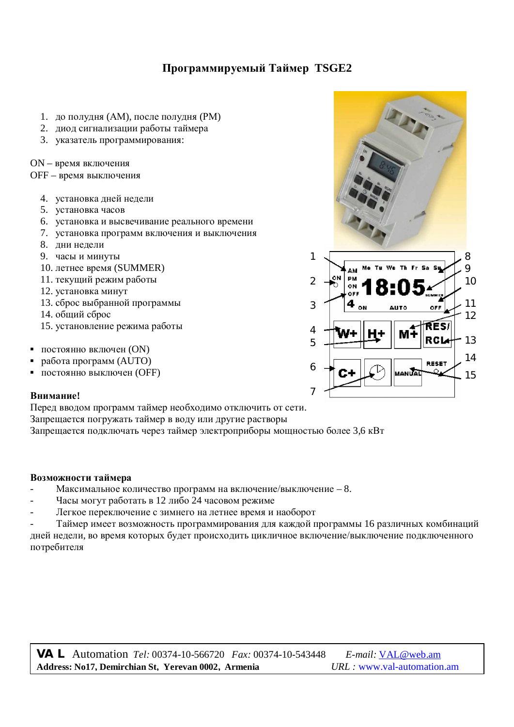# Программируемый Таймер TSGE2

1. до полудня (AM), после полудня (PM)
2. диод сигнализации работы таймера
3. указатель программирования:

ON – время включения
OFF – время выключения

4. установка дней недели
5. установка часов
6. установка и высвечивание реального времени
7. установка программ включения и выключения
8. дни недели
9. часы и минуты
10. летнее время (SUMMER)
11. текущий режим работы
12. установка минут
13. сброс выбранной программы
14. общий сброс
15. установление режима работы

- постоянно включен (ON)
- работа программ (AUTO)
- постоянно выключен (OFF)

**Внимание!**
Перед вводом программ таймер необходимо отключить от сети.
Запрещается погружать таймер в воду или другие растворы
Запрещается подключать через таймер электроприборы мощностью более 3,6 кВт

**Возможности таймера**

- Максимальное количество программ на включение/выключение – 8.
- Часы могут работать в 12 либо 24 часовом режиме
- Легкое переключение с зимнего на летнее время и наоборот
- Таймер имеет возможность программирования для каждой программы 16 различных комбинаций дней недели, во время которых будет происходить цикличное включение/выключение подключенного потребителя

**VA L** Automation *Tel:* 00374-10-566720 *Fax:* 00374-10-543448 *E-mail:* VAL@web.am
**Address: No17, Demirchian St, Yerevan 0002, Armenia** *URL :* www.val-automation.am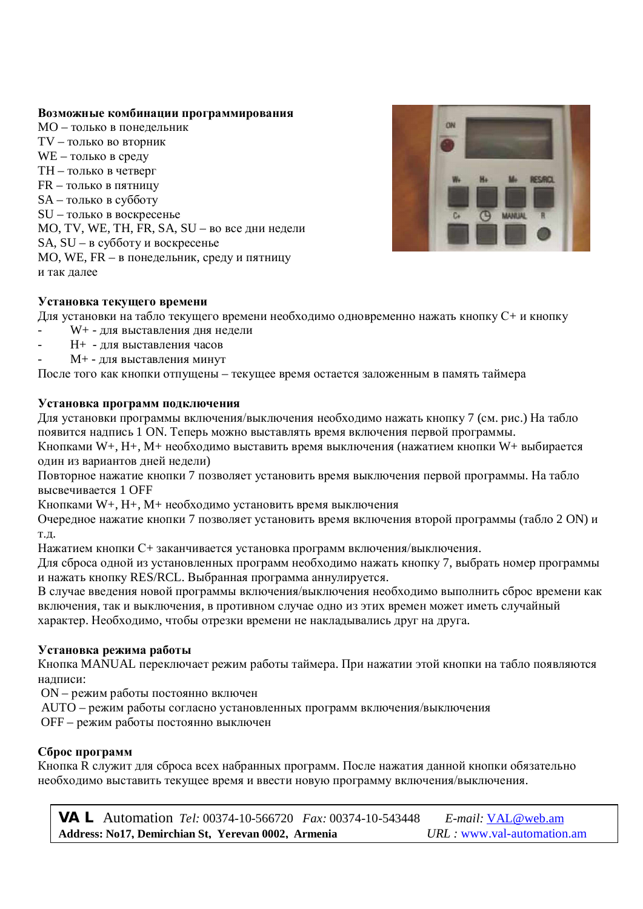**Возможные комбинации программирования**

MO – только в понедельник
TV – только во вторник
WE – только в среду
TH – только в четверг
FR – только в пятницу
SA – только в субботу
SU – только в воскресенье
MO, TV, WE, TH, FR, SA, SU – во все дни недели
SA, SU – в субботу и воскресенье
MO, WE, FR – в понедельник, среду и пятницу
и так далее

**Установка текущего времени**

Для установки на табло текущего времени необходимо одновременно нажать кнопку C+ и кнопку

- W+ - для выставления дня недели
- H+ - для выставления часов
- M+ - для выставления минут

После того как кнопки отпущены – текущее время остается заложенным в память таймера

**Установка программ подключения**

Для установки программы включения/выключения необходимо нажать кнопку 7 (см. рис.) На табло появится надпись 1 ON. Теперь можно выставлять время включения первой программы.
Кнопками W+, H+, M+ необходимо выставить время выключения (нажатием кнопки W+ выбирается один из вариантов дней недели)
Повторное нажатие кнопки 7 позволяет установить время выключения первой программы. На табло высвечивается 1 OFF
Кнопками W+, H+, M+ необходимо установить время выключения
Очередное нажатие кнопки 7 позволяет установить время включения второй программы (табло 2 ON) и т.д.
Нажатием кнопки C+ заканчивается установка программ включения/выключения.
Для сброса одной из установленных программ необходимо нажать кнопку 7, выбрать номер программы и нажать кнопку RES/RCL. Выбранная программа аннулируется.
В случае введения новой программы включения/выключения необходимо выполнить сброс времени как включения, так и выключения, в противном случае одно из этих времен может иметь случайный характер. Необходимо, чтобы отрезки времени не накладывались друг на друга.

**Установка режима работы**

Кнопка MANUAL переключает режим работы таймера. При нажатии этой кнопки на табло появляются надписи:
ON – режим работы постоянно включен
AUTO – режим работы согласно установленных программ включения/выключения
OFF – режим работы постоянно выключен

**Сброс программ**

Кнопка R служит для сброса всех набранных программ. После нажатия данной кнопки обязательно необходимо выставить текущее время и ввести новую программу включения/выключения.

**VA L** Automation *Tel:* 00374-10-566720 *Fax:* 00374-10-543448 *E-mail:* VAL@web.am
**Address: No17, Demirchian St, Yerevan 0002, Armenia** *URL :* www.val-automation.am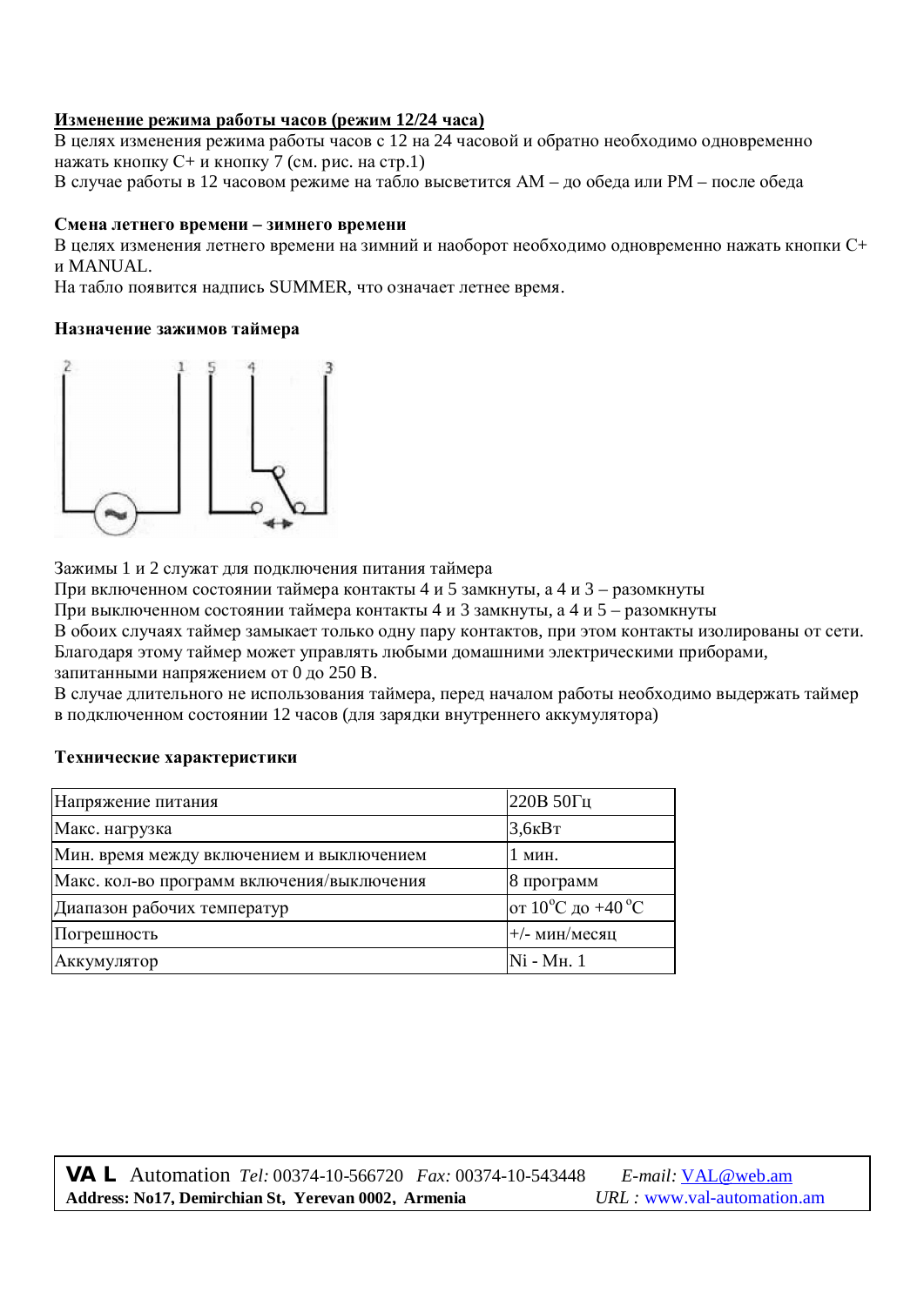**<u>Изменение режима работы часов (режим 12/24 часа)</u>**

В целях изменения режима работы часов с 12 на 24 часовой и обратно необходимо одновременно нажать кнопку С+ и кнопку 7 (см. рис. на стр.1)

В случае работы в 12 часовом режиме на табло высветится AM – до обеда или PM – после обеда

**Смена летнего времени – зимнего времени**

В целях изменения летнего времени на зимний и наоборот необходимо одновременно нажать кнопки С+ и MANUAL.

На табло появится надпись SUMMER, что означает летнее время.

**Назначение зажимов таймера**

2 1 5 4 3

Зажимы 1 и 2 служат для подключения питания таймера

При включенном состоянии таймера контакты 4 и 5 замкнуты, а 4 и 3 – разомкнуты

При выключенном состоянии таймера контакты 4 и 3 замкнуты, а 4 и 5 – разомкнуты

В обоих случаях таймер замыкает только одну пару контактов, при этом контакты изолированы от сети. Благодаря этому таймер может управлять любыми домашними электрическими приборами, запитанными напряжением от 0 до 250 В.

В случае длительного не использования таймера, перед началом работы необходимо выдержать таймер в подключенном состоянии 12 часов (для зарядки внутреннего аккумулятора)

**Технические характеристики**

| | |
|---|---|
| Напряжение питания | 220В 50Гц |
| Макс. нагрузка | 3,6кВт |
| Мин. время между включением и выключением | 1 мин. |
| Макс. кол-во программ включения/выключения | 8 программ |
| Диапазон рабочих температур | от $10^{\circ}$C до $+40^{\circ}$C |
| Погрешность | +/- мин/месяц |
| Аккумулятор | Ni - Мн. 1 |